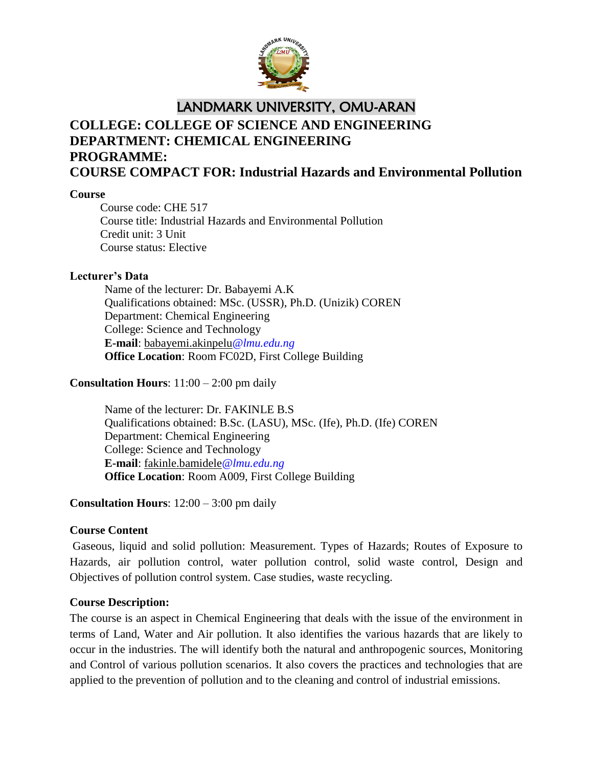# LANDMARK UNIVERSITY, OMU-ARAN

## COLLEGE: COLLEGE OF SCIENCE AND ENGINEERING
## DEPARTMENT: CHEMICAL ENGINEERING
## PROGRAMME:
## COURSE COMPACT FOR: Industrial Hazards and Environmental Pollution

**Course**

Course code: CHE 517
Course title: Industrial Hazards and Environmental Pollution
Credit unit: 3 Unit
Course status: Elective

**Lecturer's Data**

Name of the lecturer: Dr. Babayemi A.K
Qualifications obtained: MSc. (USSR), Ph.D. (Unizik) COREN
Department: Chemical Engineering
College: Science and Technology
**E-mail**: babayemi.akinpelu*@lmu.edu.ng*
**Office Location**: Room FC02D, First College Building

**Consultation Hours**: 11:00 – 2:00 pm daily

Name of the lecturer: Dr. FAKINLE B.S
Qualifications obtained: B.Sc. (LASU), MSc. (Ife), Ph.D. (Ife) COREN
Department: Chemical Engineering
College: Science and Technology
**E-mail**: fakinle.bamidele*@lmu.edu.ng*
**Office Location**: Room A009, First College Building

**Consultation Hours**: 12:00 – 3:00 pm daily

**Course Content**

Gaseous, liquid and solid pollution: Measurement. Types of Hazards; Routes of Exposure to Hazards, air pollution control, water pollution control, solid waste control, Design and Objectives of pollution control system. Case studies, waste recycling.

**Course Description:**

The course is an aspect in Chemical Engineering that deals with the issue of the environment in terms of Land, Water and Air pollution. It also identifies the various hazards that are likely to occur in the industries. The will identify both the natural and anthropogenic sources, Monitoring and Control of various pollution scenarios. It also covers the practices and technologies that are applied to the prevention of pollution and to the cleaning and control of industrial emissions.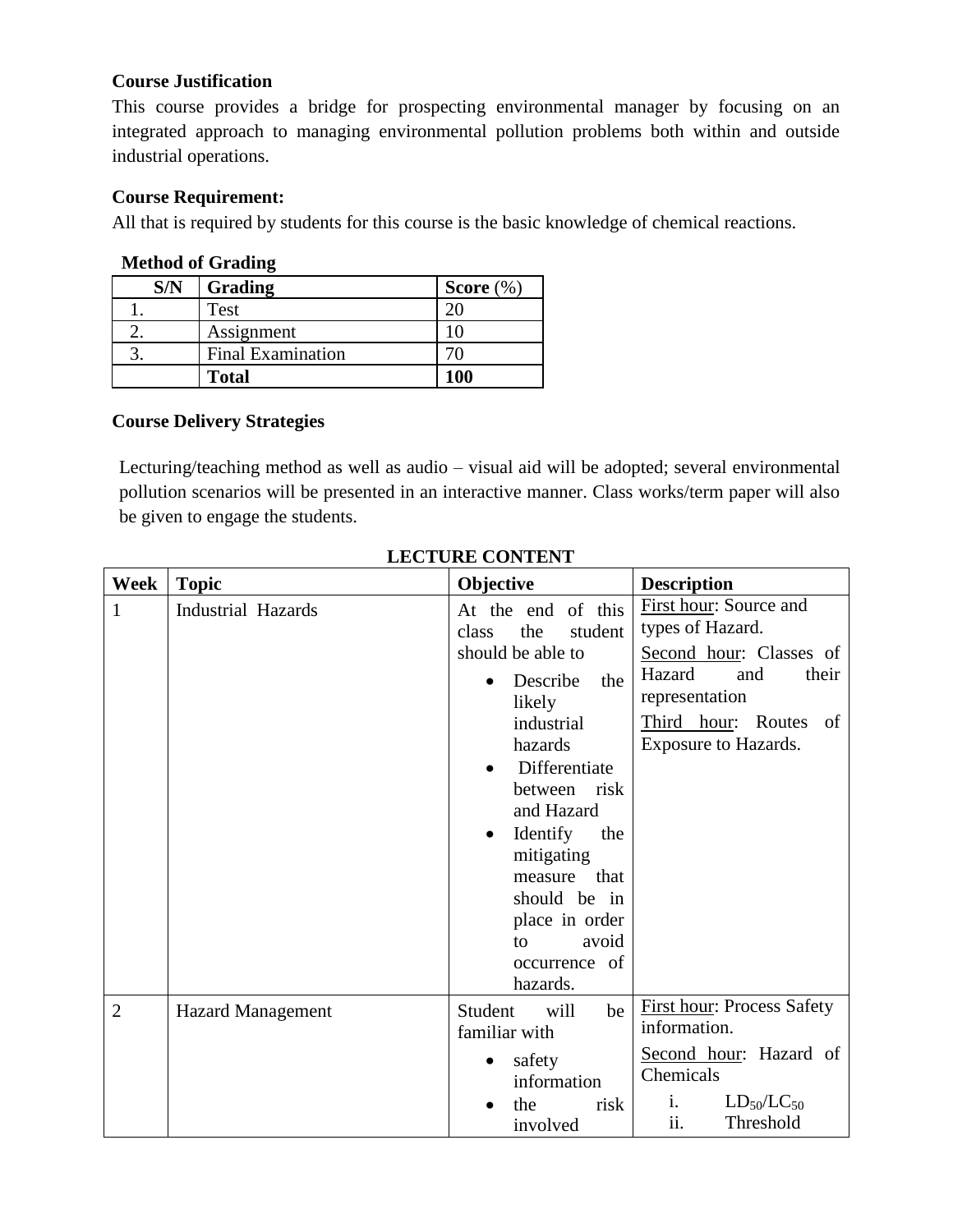**Course Justification**

This course provides a bridge for prospecting environmental manager by focusing on an integrated approach to managing environmental pollution problems both within and outside industrial operations.

**Course Requirement:**

All that is required by students for this course is the basic knowledge of chemical reactions.

**Method of Grading**

| S/N | Grading | Score (%) |
|---|---|---|
| 1. | Test | 20 |
| 2. | Assignment | 10 |
| 3. | Final Examination | 70 |
| | **Total** | **100** |

**Course Delivery Strategies**

Lecturing/teaching method as well as audio – visual aid will be adopted; several environmental pollution scenarios will be presented in an interactive manner. Class works/term paper will also be given to engage the students.

**LECTURE CONTENT**

| Week | Topic | Objective | Description |
|---|---|---|---|
| 1 | Industrial Hazards | At the end of this class the student should be able to<br>• Describe the likely industrial hazards<br>• Differentiate between risk and Hazard<br>• Identify the mitigating measure that should be in place in order to avoid occurrence of hazards. | First hour: Source and types of Hazard.<br>Second hour: Classes of Hazard and their representation<br>Third hour: Routes of Exposure to Hazards. |
| 2 | Hazard Management | Student will be familiar with<br>• safety information<br>• the risk involved | First hour: Process Safety information.<br>Second hour: Hazard of Chemicals<br>i. $LD_{50}/LC_{50}$<br>ii. Threshold |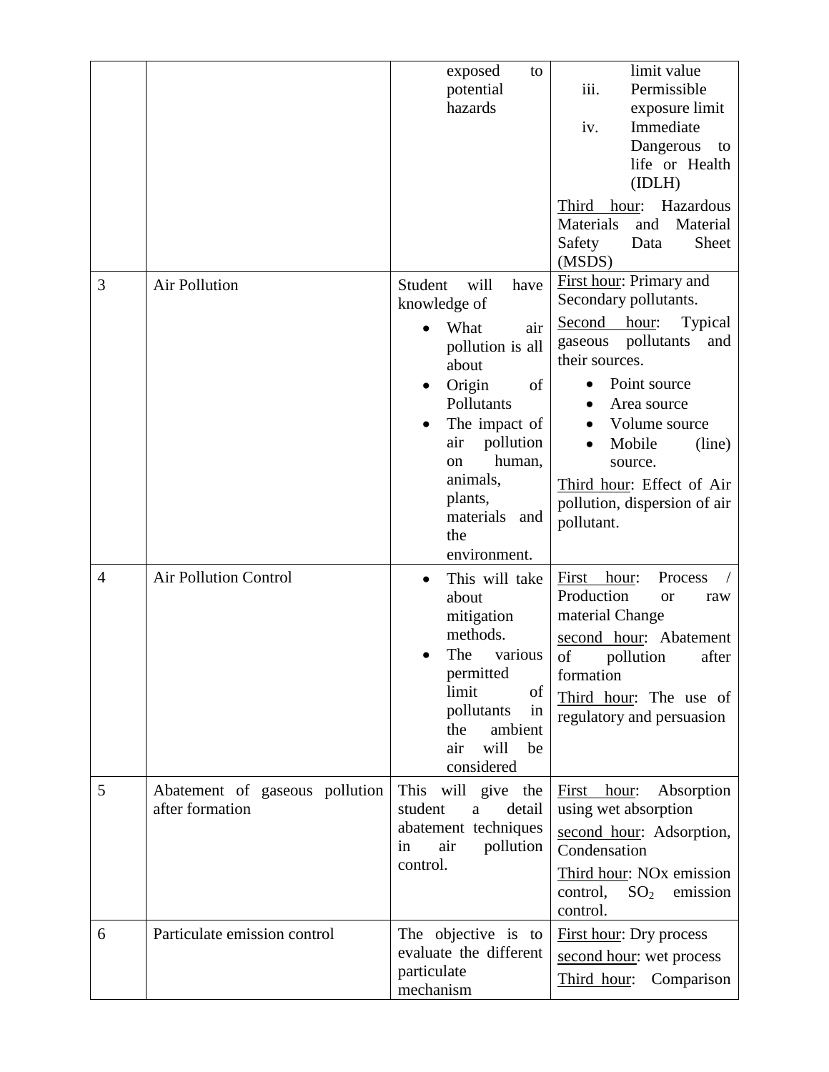| | | | |
|---|---|---|---|
| | | exposed to potential hazards | limit value<br>iii. Permissible exposure limit<br>iv. Immediate Dangerous to life or Health (IDLH)<br><br>Third hour: Hazardous Materials and Material Safety Data Sheet (MSDS) |
| 3 | Air Pollution | Student will have knowledge of<br>• What air pollution is all about<br>• Origin of Pollutants<br>• The impact of air pollution on human, animals, plants, materials and the environment. | First hour: Primary and Secondary pollutants.<br><br>Second hour: Typical gaseous pollutants and their sources.<br>• Point source<br>• Area source<br>• Volume source<br>• Mobile (line) source.<br><br>Third hour: Effect of Air pollution, dispersion of air pollutant. |
| 4 | Air Pollution Control | • This will take about mitigation methods.<br>• The various permitted limit of pollutants in the ambient air will be considered | First hour: Process / Production or raw material Change<br><br>second hour: Abatement of pollution after formation<br><br>Third hour: The use of regulatory and persuasion |
| 5 | Abatement of gaseous pollution after formation | This will give the student a detail abatement techniques in air pollution control. | First hour: Absorption using wet absorption<br><br>second hour: Adsorption, Condensation<br><br>Third hour: NOx emission control, $SO_2$ emission control. |
| 6 | Particulate emission control | The objective is to evaluate the different particulate mechanism | First hour: Dry process<br><br>second hour: wet process<br><br>Third hour: Comparison |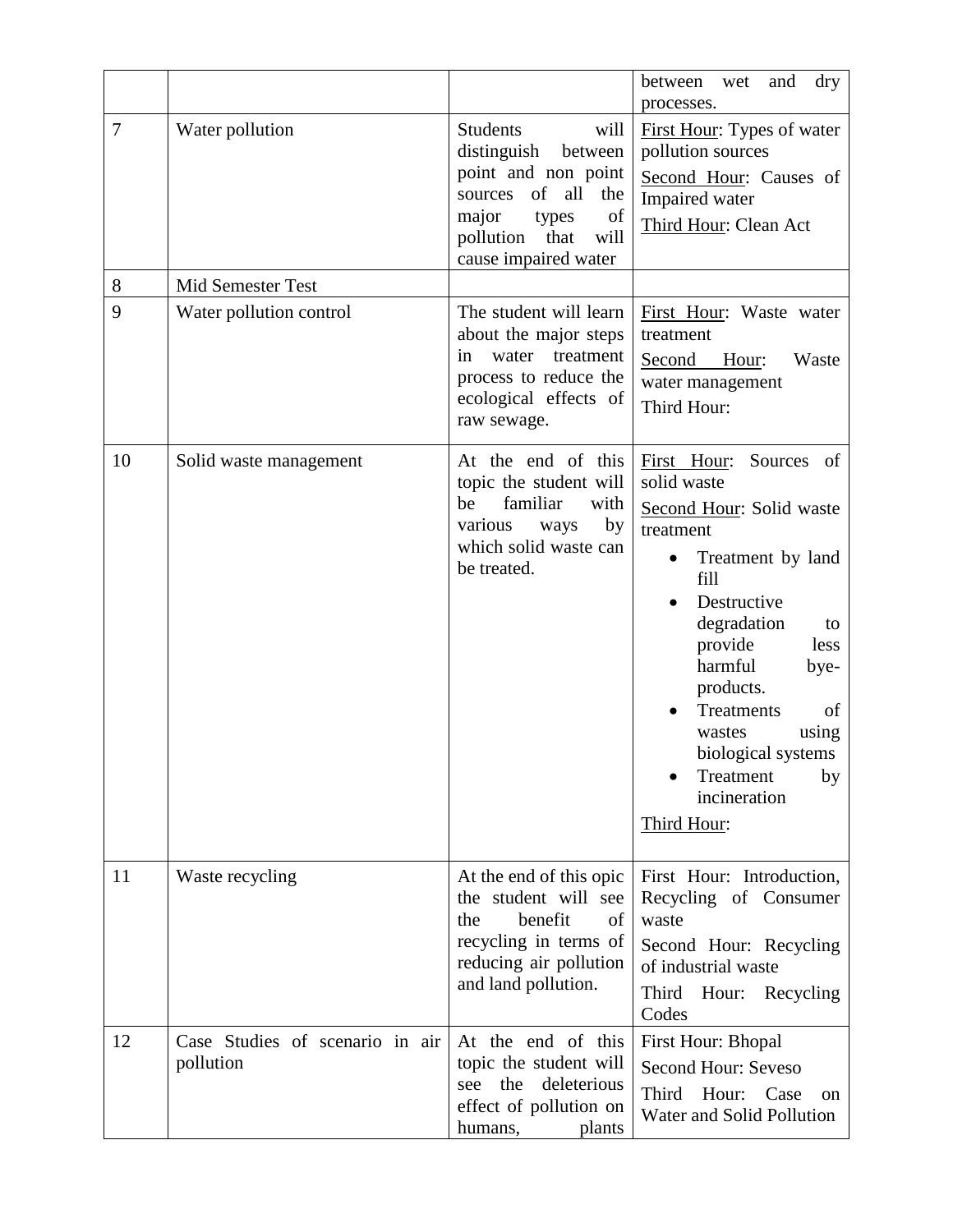| | | | |
|---|---|---|---|
| | | | between wet and dry processes. |
| 7 | Water pollution | Students will distinguish between point and non point sources of all the major types of pollution that will cause impaired water | First Hour: Types of water pollution sources<br>Second Hour: Causes of Impaired water<br>Third Hour: Clean Act |
| 8 | Mid Semester Test | | |
| 9 | Water pollution control | The student will learn about the major steps in water treatment process to reduce the ecological effects of raw sewage. | First Hour: Waste water treatment<br>Second Hour: Waste water management<br>Third Hour: |
| 10 | Solid waste management | At the end of this topic the student will be familiar with various ways by which solid waste can be treated. | First Hour: Sources of solid waste<br>Second Hour: Solid waste treatment<br>• Treatment by land fill<br>• Destructive degradation to provide less harmful bye-products.<br>• Treatments of wastes using biological systems<br>• Treatment by incineration<br>Third Hour: |
| 11 | Waste recycling | At the end of this opic the student will see the benefit of recycling in terms of reducing air pollution and land pollution. | First Hour: Introduction, Recycling of Consumer waste<br>Second Hour: Recycling of industrial waste<br>Third Hour: Recycling Codes |
| 12 | Case Studies of scenario in air pollution | At the end of this topic the student will see the deleterious effect of pollution on humans, plants | First Hour: Bhopal<br>Second Hour: Seveso<br>Third Hour: Case on Water and Solid Pollution |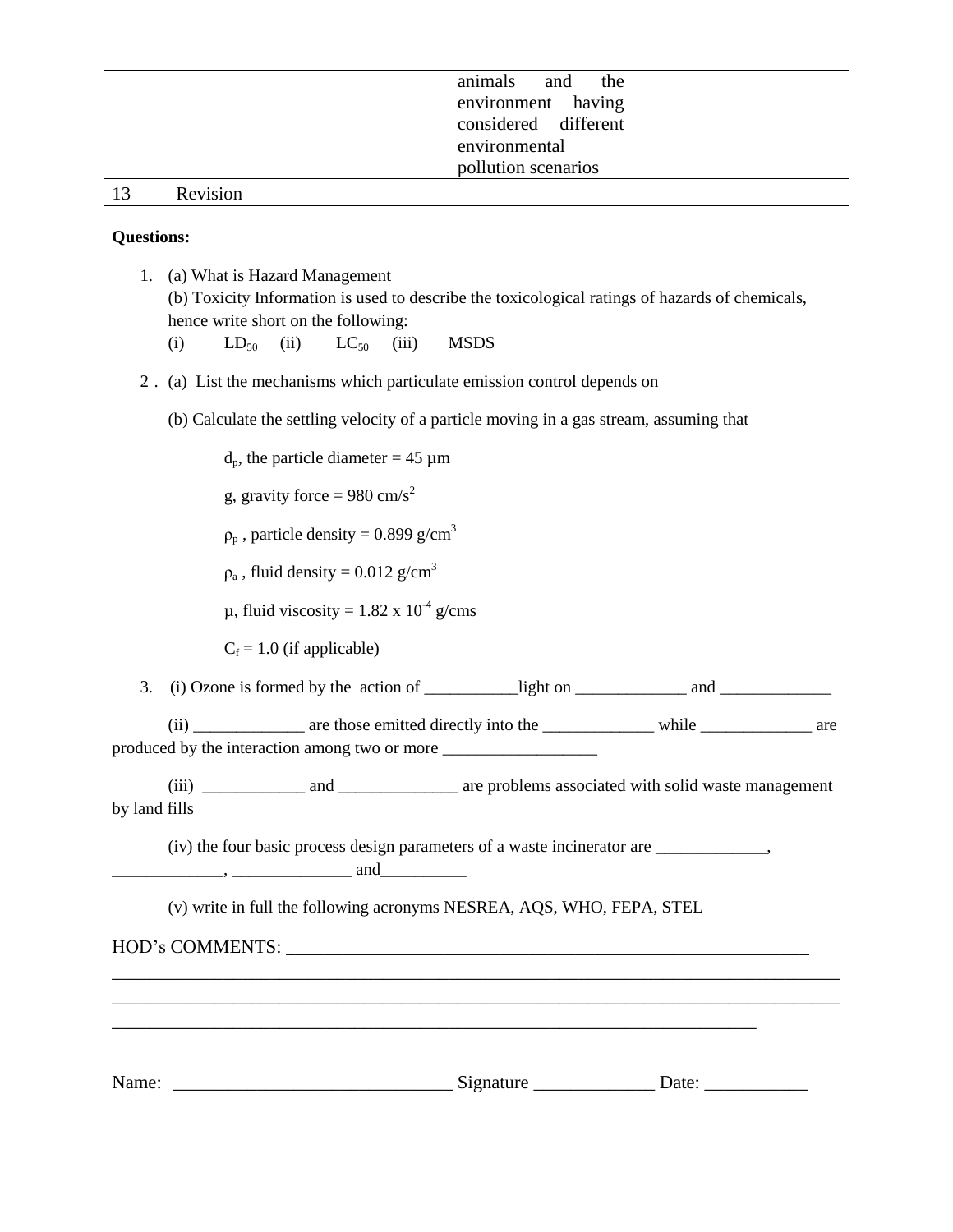| | | | |
|---|---|---|---|
| | | animals and the environment having considered different environmental pollution scenarios | |
| 13 | Revision | | |

**Questions:**

1. (a) What is Hazard Management
   (b) Toxicity Information is used to describe the toxicological ratings of hazards of chemicals, hence write short on the following:
   (i) $LD_{50}$ (ii) $LC_{50}$ (iii) MSDS

2 . (a) List the mechanisms which particulate emission control depends on

(b) Calculate the settling velocity of a particle moving in a gas stream, assuming that

$d_p$, the particle diameter = 45 µm

g, gravity force = 980 $cm/s^2$

$\rho_p$ , particle density = 0.899 $g/cm^3$

$\rho_a$ , fluid density = 0.012 $g/cm^3$

µ, fluid viscosity = $1.82 \times 10^{-4}$ g/cms

$C_f$ = 1.0 (if applicable)

3. (i) Ozone is formed by the action of ___________light on _____________ and _____________

(ii) _____________ are those emitted directly into the _____________ while _____________ are produced by the interaction among two or more __________________

(iii) ____________ and ______________ are problems associated with solid waste management by land fills

(iv) the four basic process design parameters of a waste incinerator are _____________, _____________, ______________ and__________

(v) write in full the following acronyms NESREA, AQS, WHO, FEPA, STEL

HOD's COMMENTS: ____________________________________________________________
_____________________________________________________________________________
_____________________________________________________________________________
_________________________________________________________________________

Name: ______________________________ Signature _____________ Date: ___________